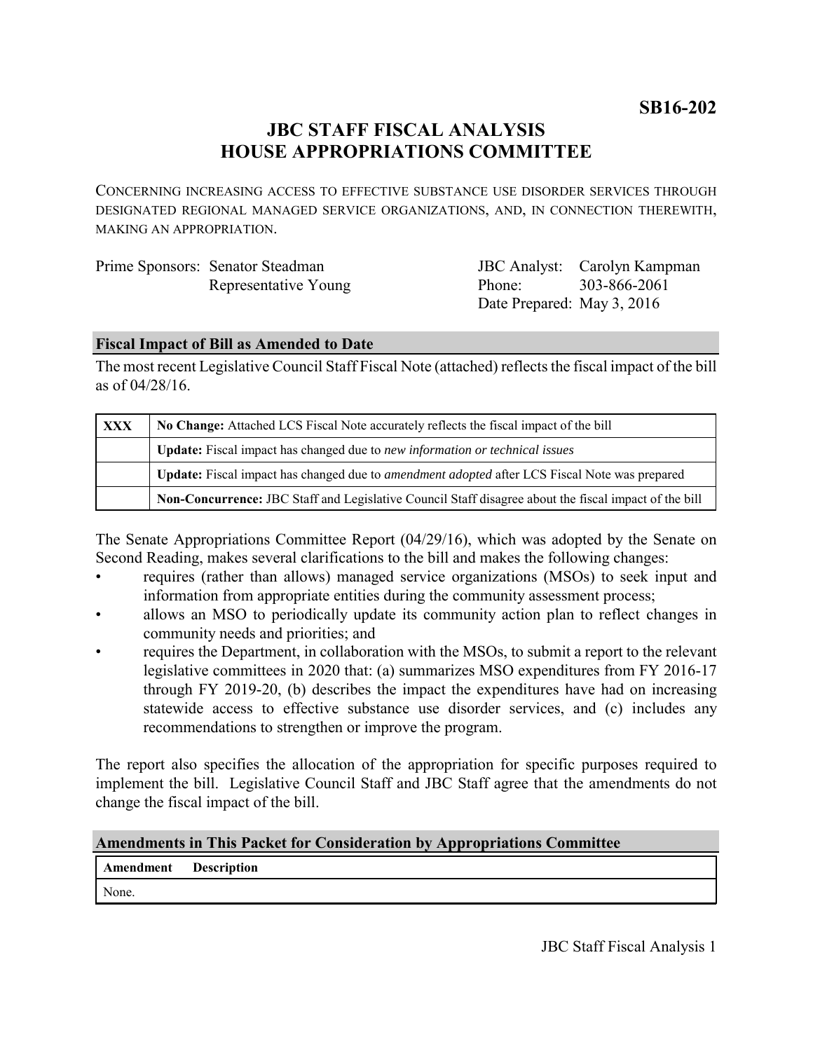**SB16-202**

# JBC STAFF FISCAL ANALYSIS
# HOUSE APPROPRIATIONS COMMITTEE

CONCERNING INCREASING ACCESS TO EFFECTIVE SUBSTANCE USE DISORDER SERVICES THROUGH DESIGNATED REGIONAL MANAGED SERVICE ORGANIZATIONS, AND, IN CONNECTION THEREWITH, MAKING AN APPROPRIATION.

| | | | |
|---|---|---|---|
| Prime Sponsors: | Senator Steadman | JBC Analyst: | Carolyn Kampman |
| | Representative Young | Phone: | 303-866-2061 |
| | | Date Prepared: | May 3, 2016 |

## Fiscal Impact of Bill as Amended to Date

The most recent Legislative Council Staff Fiscal Note (attached) reflects the fiscal impact of the bill as of 04/28/16.

| | |
|---|---|
| **XXX** | **No Change:** Attached LCS Fiscal Note accurately reflects the fiscal impact of the bill |
| | **Update:** Fiscal impact has changed due to *new information or technical issues* |
| | **Update:** Fiscal impact has changed due to *amendment adopted* after LCS Fiscal Note was prepared |
| | **Non-Concurrence:** JBC Staff and Legislative Council Staff disagree about the fiscal impact of the bill |

The Senate Appropriations Committee Report (04/29/16), which was adopted by the Senate on Second Reading, makes several clarifications to the bill and makes the following changes:

- requires (rather than allows) managed service organizations (MSOs) to seek input and information from appropriate entities during the community assessment process;
- allows an MSO to periodically update its community action plan to reflect changes in community needs and priorities; and
- requires the Department, in collaboration with the MSOs, to submit a report to the relevant legislative committees in 2020 that: (a) summarizes MSO expenditures from FY 2016-17 through FY 2019-20, (b) describes the impact the expenditures have had on increasing statewide access to effective substance use disorder services, and (c) includes any recommendations to strengthen or improve the program.

The report also specifies the allocation of the appropriation for specific purposes required to implement the bill. Legislative Council Staff and JBC Staff agree that the amendments do not change the fiscal impact of the bill.

## Amendments in This Packet for Consideration by Appropriations Committee

| Amendment | Description |
|---|---|
| None. | |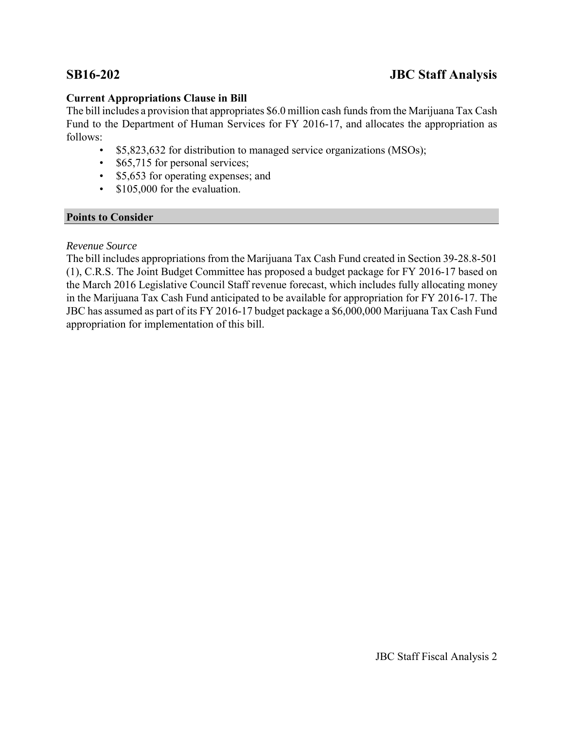**Current Appropriations Clause in Bill**

The bill includes a provision that appropriates $6.0 million cash funds from the Marijuana Tax Cash Fund to the Department of Human Services for FY 2016-17, and allocates the appropriation as follows:

- $5,823,632 for distribution to managed service organizations (MSOs);
- $65,715 for personal services;
- $5,653 for operating expenses; and
- $105,000 for the evaluation.

## Points to Consider

*Revenue Source*

The bill includes appropriations from the Marijuana Tax Cash Fund created in Section 39-28.8-501 (1), C.R.S. The Joint Budget Committee has proposed a budget package for FY 2016-17 based on the March 2016 Legislative Council Staff revenue forecast, which includes fully allocating money in the Marijuana Tax Cash Fund anticipated to be available for appropriation for FY 2016-17. The JBC has assumed as part of its FY 2016-17 budget package a $6,000,000 Marijuana Tax Cash Fund appropriation for implementation of this bill.